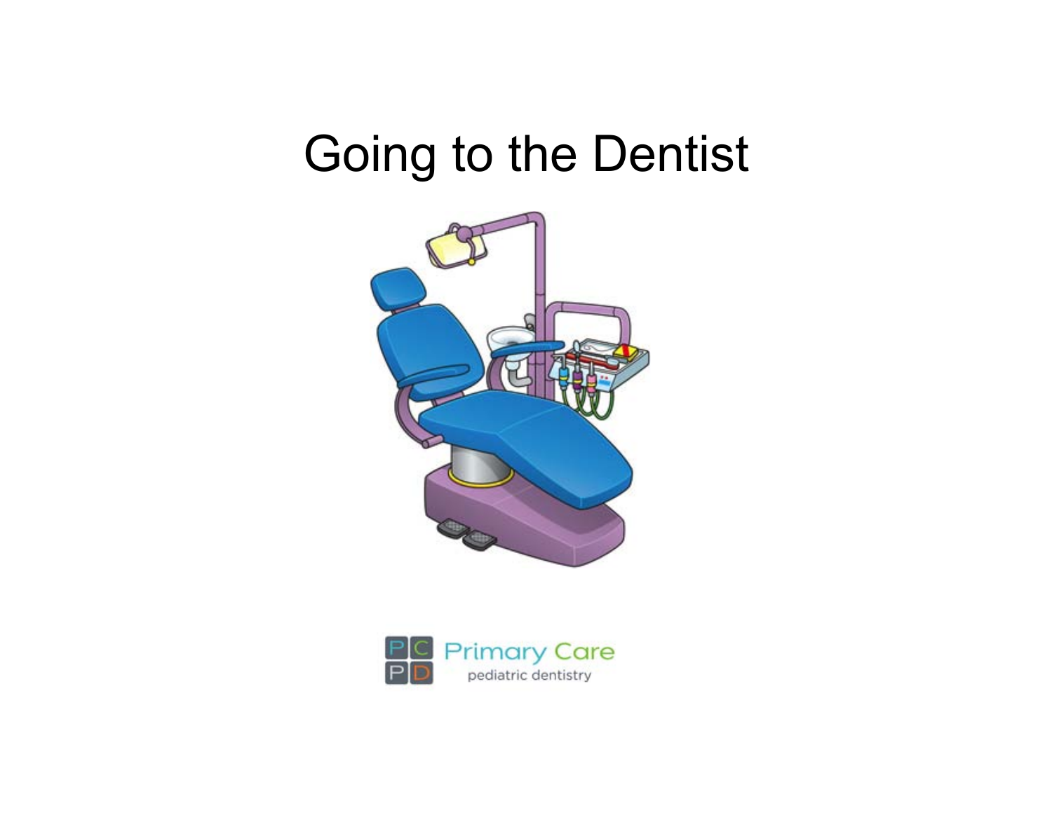# Going to the Dentist

Primary Care
pediatric dentistry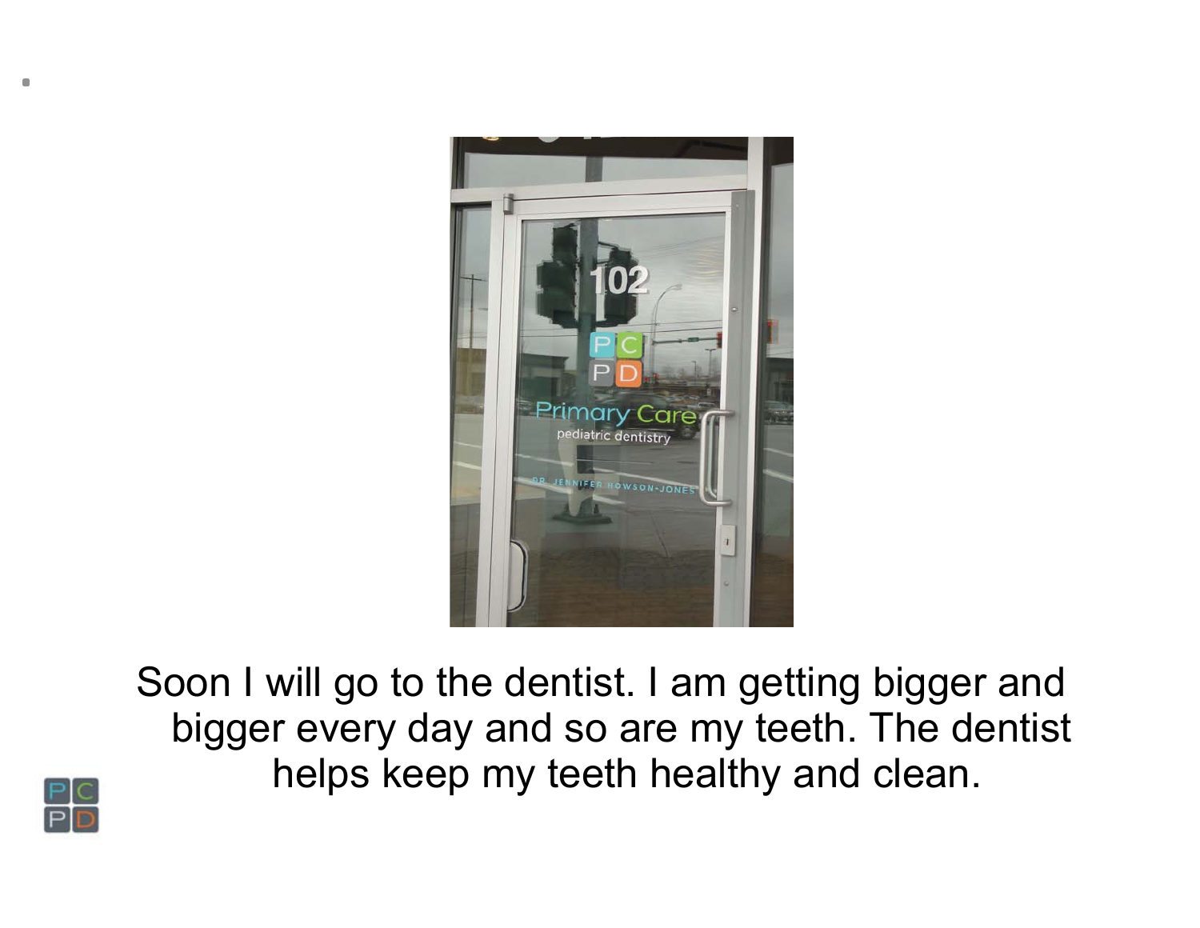Soon I will go to the dentist. I am getting bigger and bigger every day and so are my teeth. The dentist helps keep my teeth healthy and clean.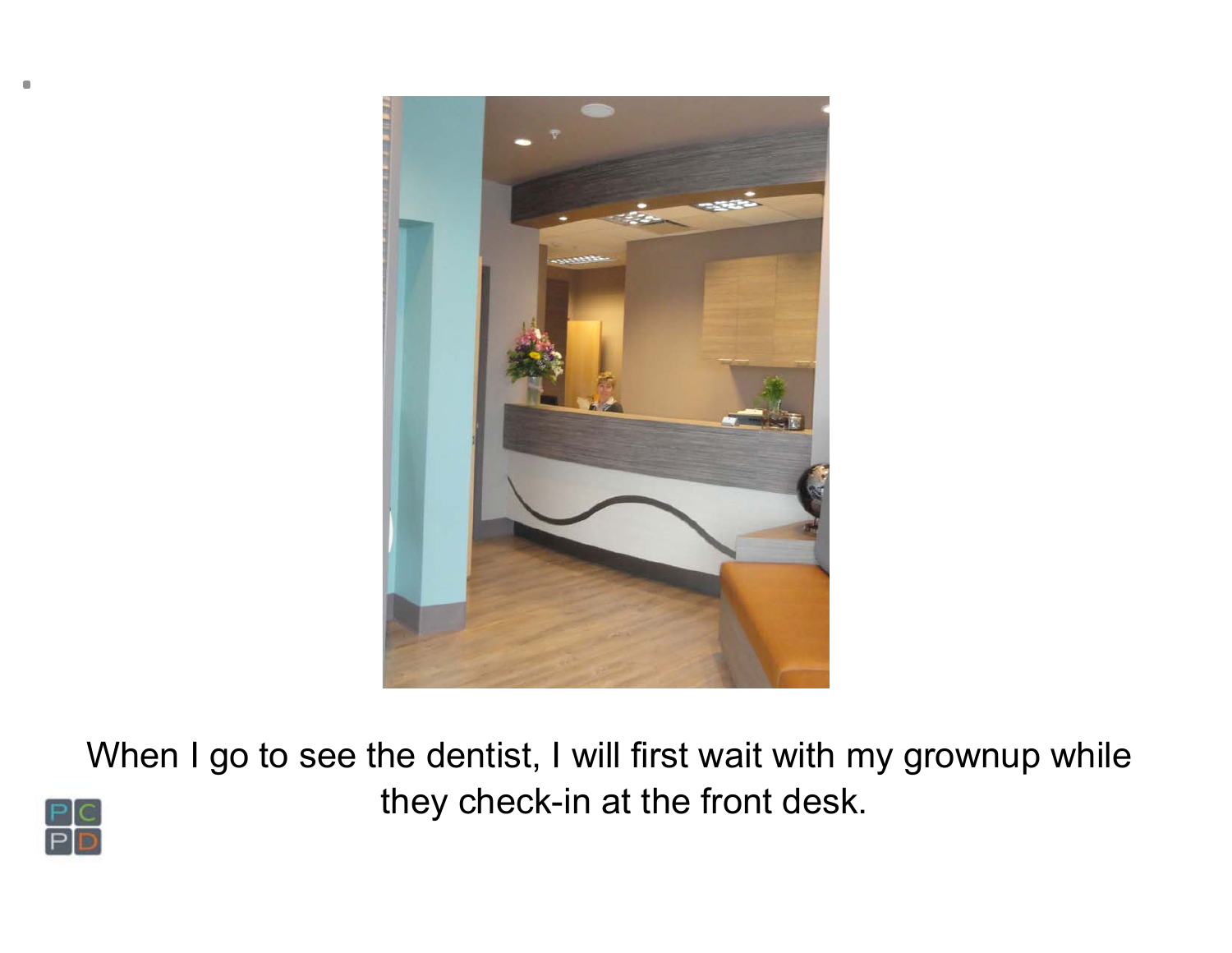When I go to see the dentist, I will first wait with my grownup while they check-in at the front desk.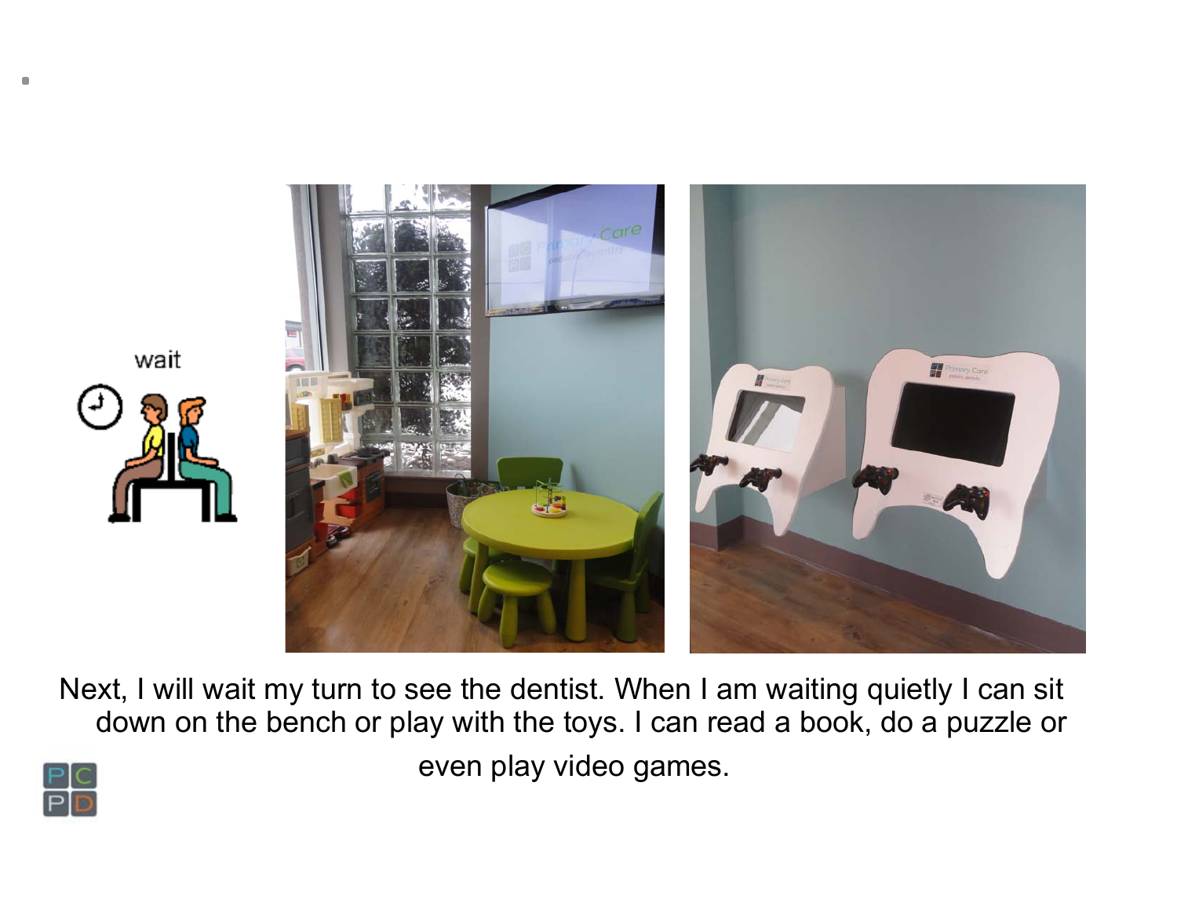wait

Next, I will wait my turn to see the dentist. When I am waiting quietly I can sit down on the bench or play with the toys. I can read a book, do a puzzle or even play video games.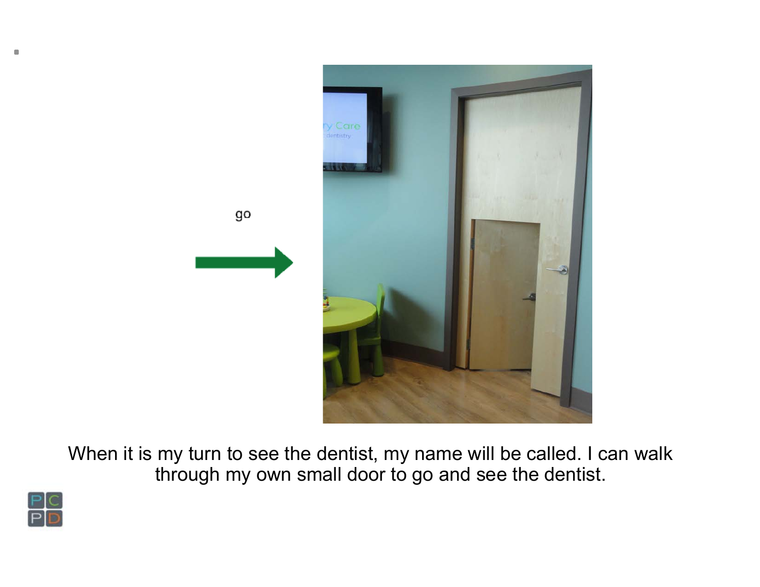go

When it is my turn to see the dentist, my name will be called. I can walk through my own small door to go and see the dentist.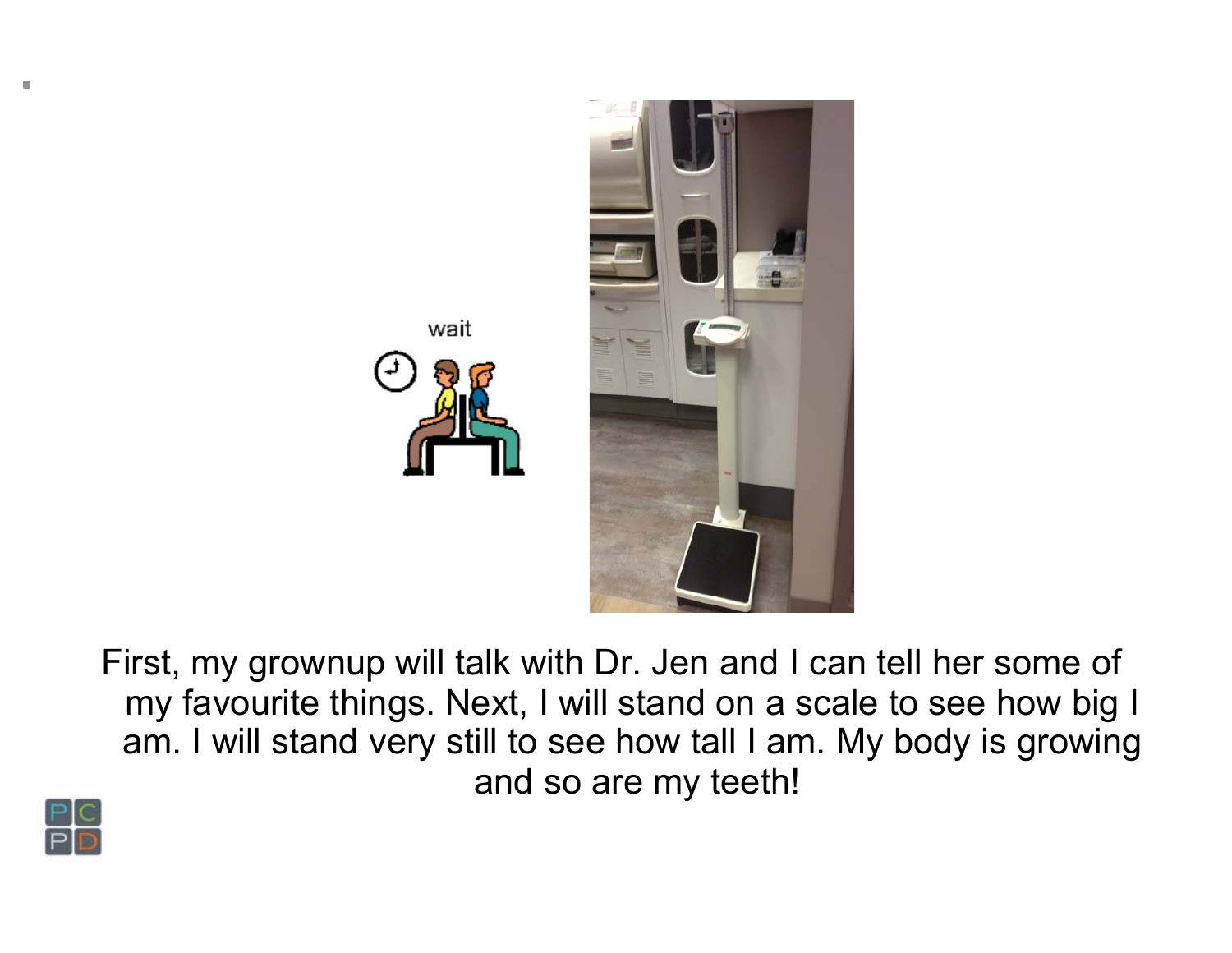First, my grownup will talk with Dr. Jen and I can tell her some of my favourite things. Next, I will stand on a scale to see how big I am. I will stand very still to see how tall I am. My body is growing and so are my teeth!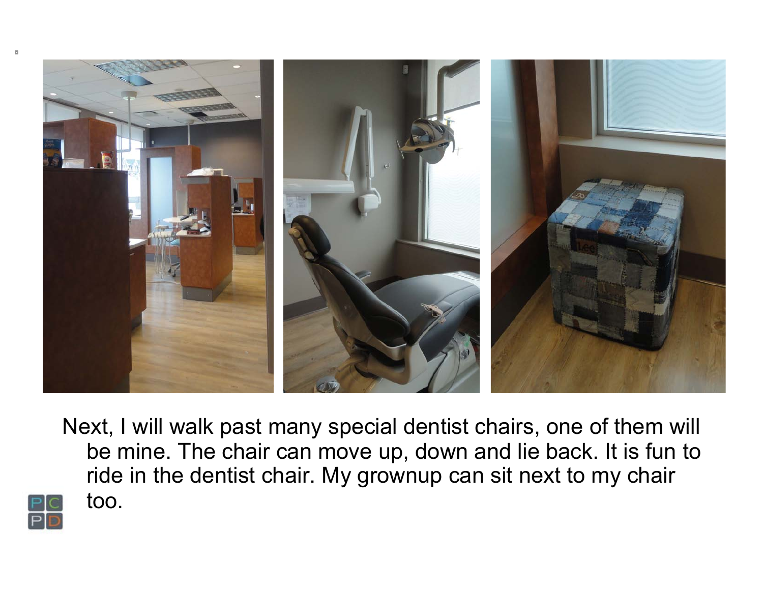Next, I will walk past many special dentist chairs, one of them will be mine. The chair can move up, down and lie back. It is fun to ride in the dentist chair. My grownup can sit next to my chair too.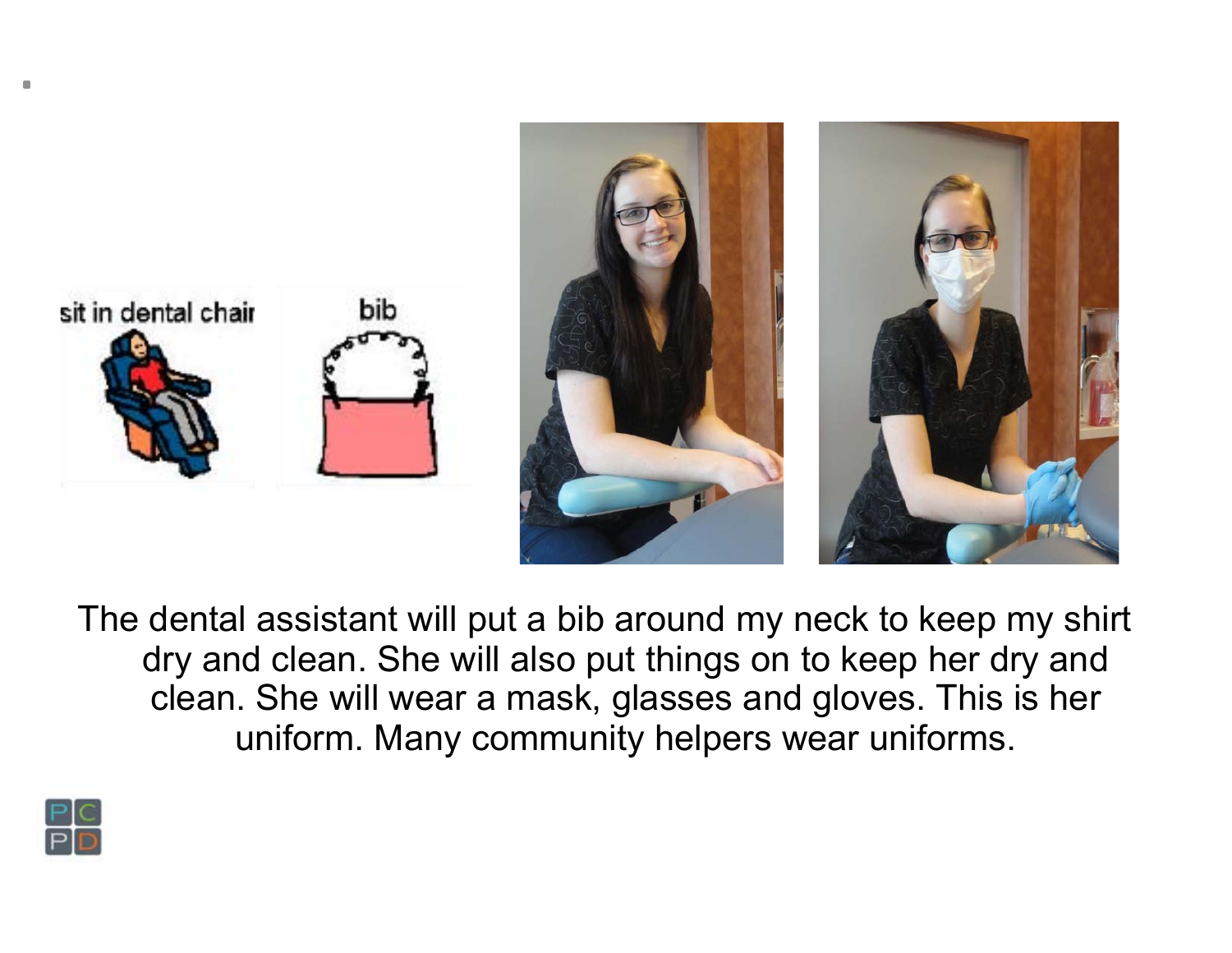sit in dental chair

bib

The dental assistant will put a bib around my neck to keep my shirt dry and clean. She will also put things on to keep her dry and clean. She will wear a mask, glasses and gloves. This is her uniform. Many community helpers wear uniforms.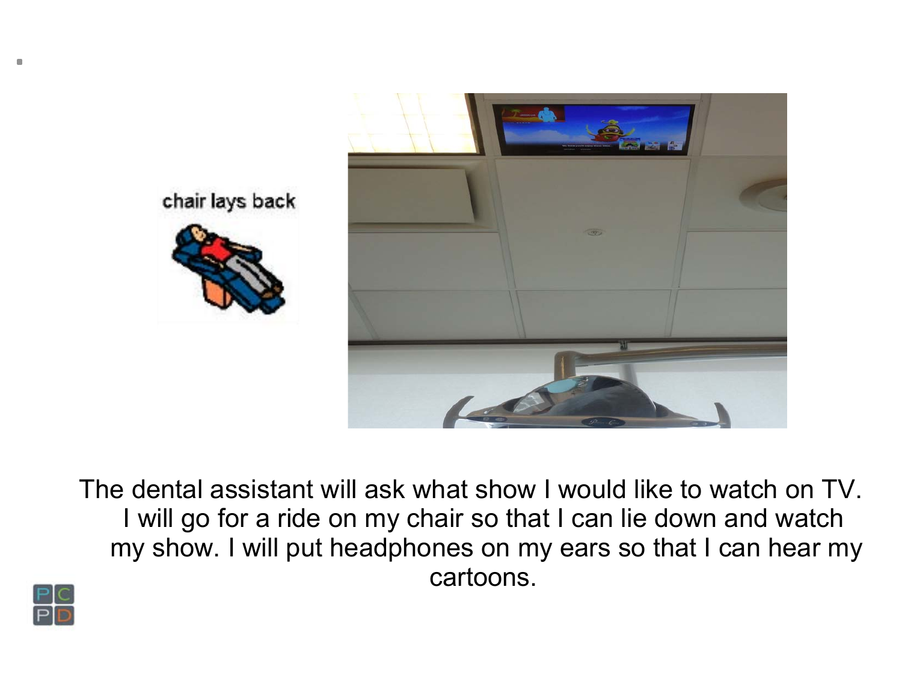chair lays back

The dental assistant will ask what show I would like to watch on TV. I will go for a ride on my chair so that I can lie down and watch my show. I will put headphones on my ears so that I can hear my cartoons.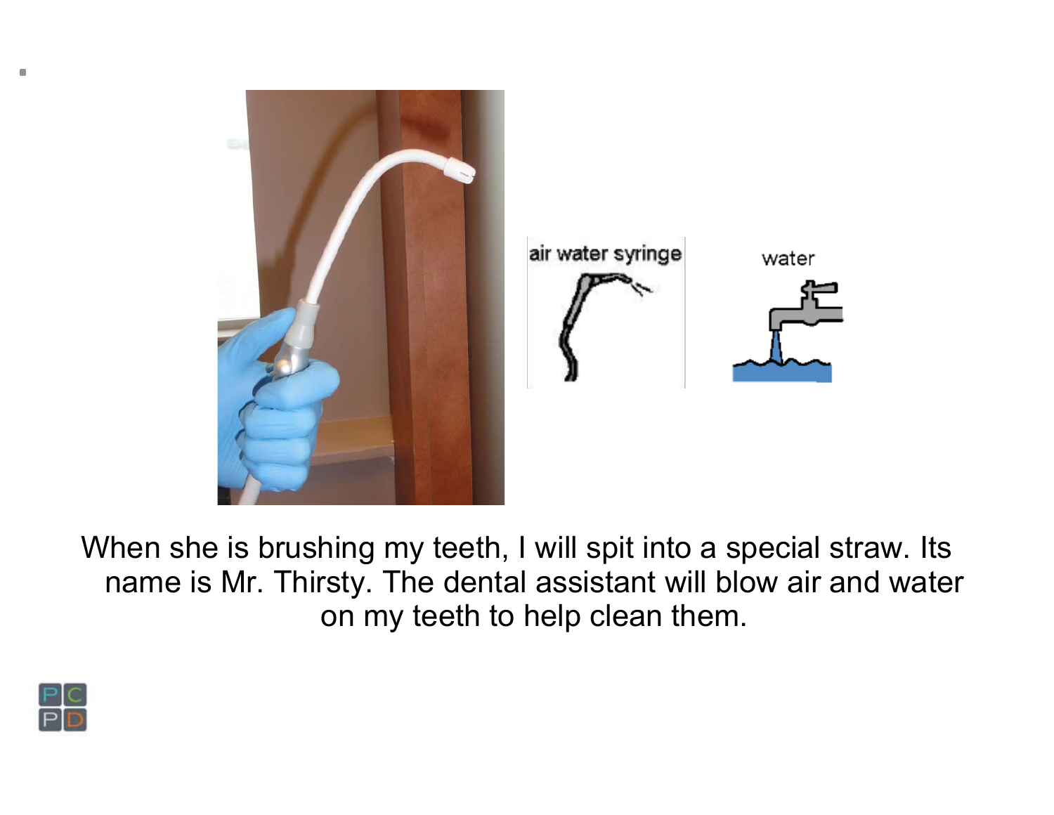air water syringe

water

When she is brushing my teeth, I will spit into a special straw. Its name is Mr. Thirsty. The dental assistant will blow air and water on my teeth to help clean them.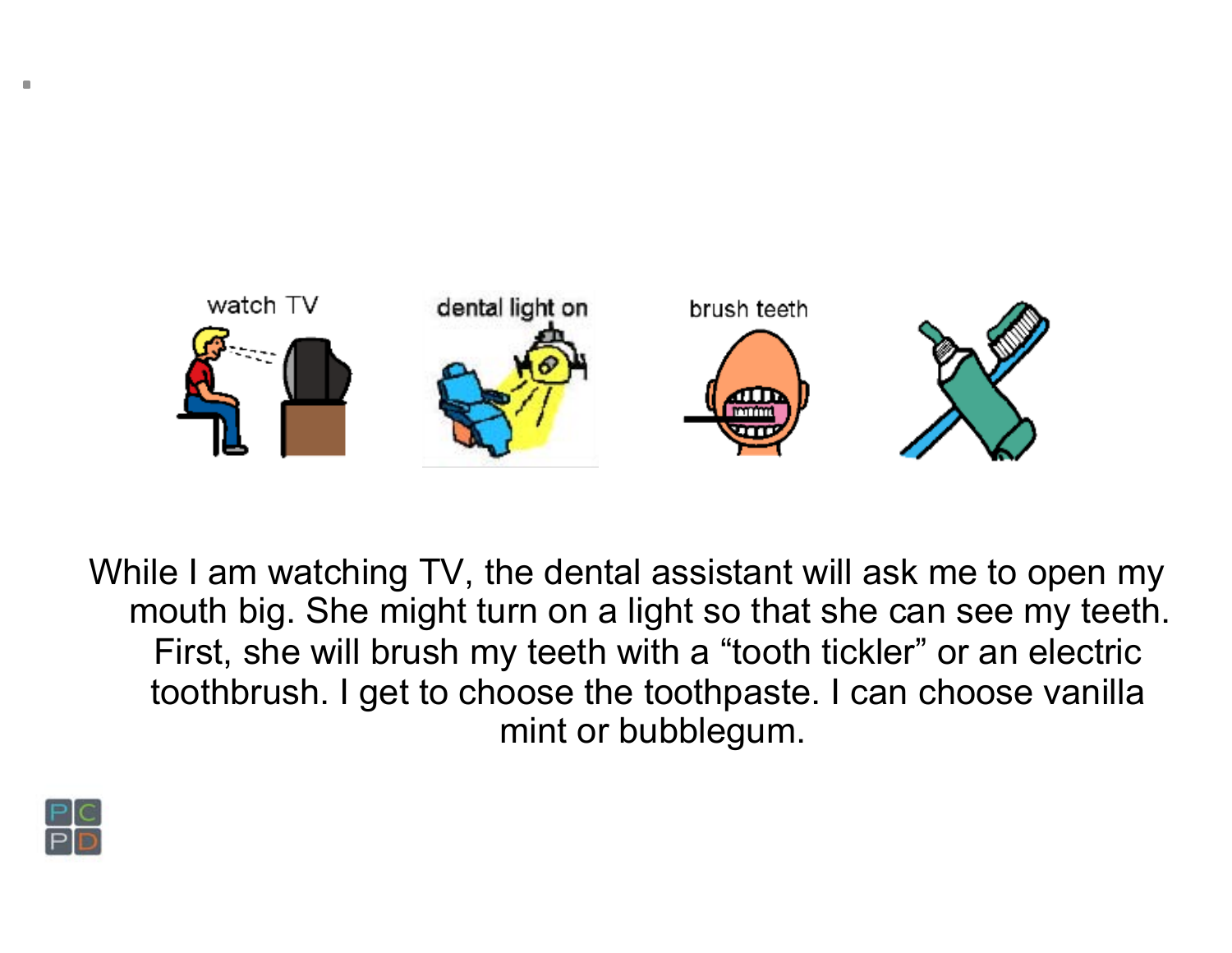watch TV

dental light on

brush teeth

While I am watching TV, the dental assistant will ask me to open my mouth big. She might turn on a light so that she can see my teeth. First, she will brush my teeth with a “tooth tickler” or an electric toothbrush. I get to choose the toothpaste. I can choose vanilla mint or bubblegum.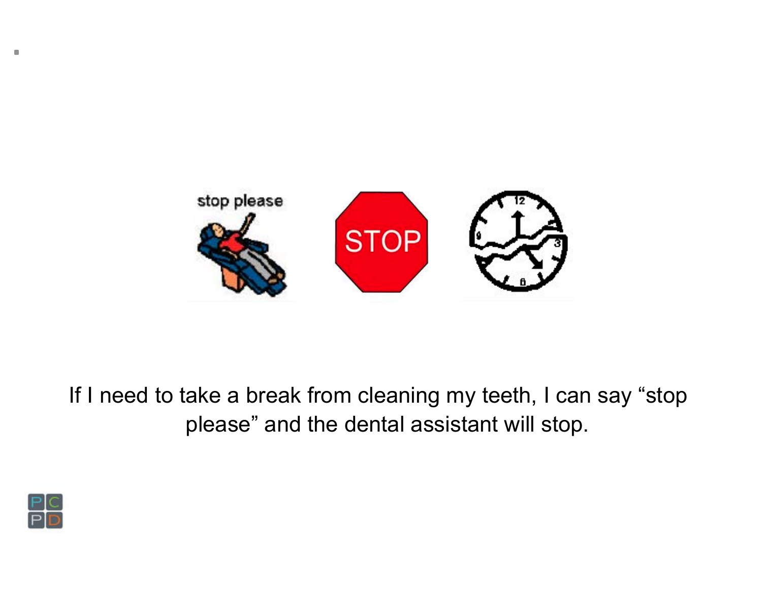If I need to take a break from cleaning my teeth, I can say "stop please" and the dental assistant will stop.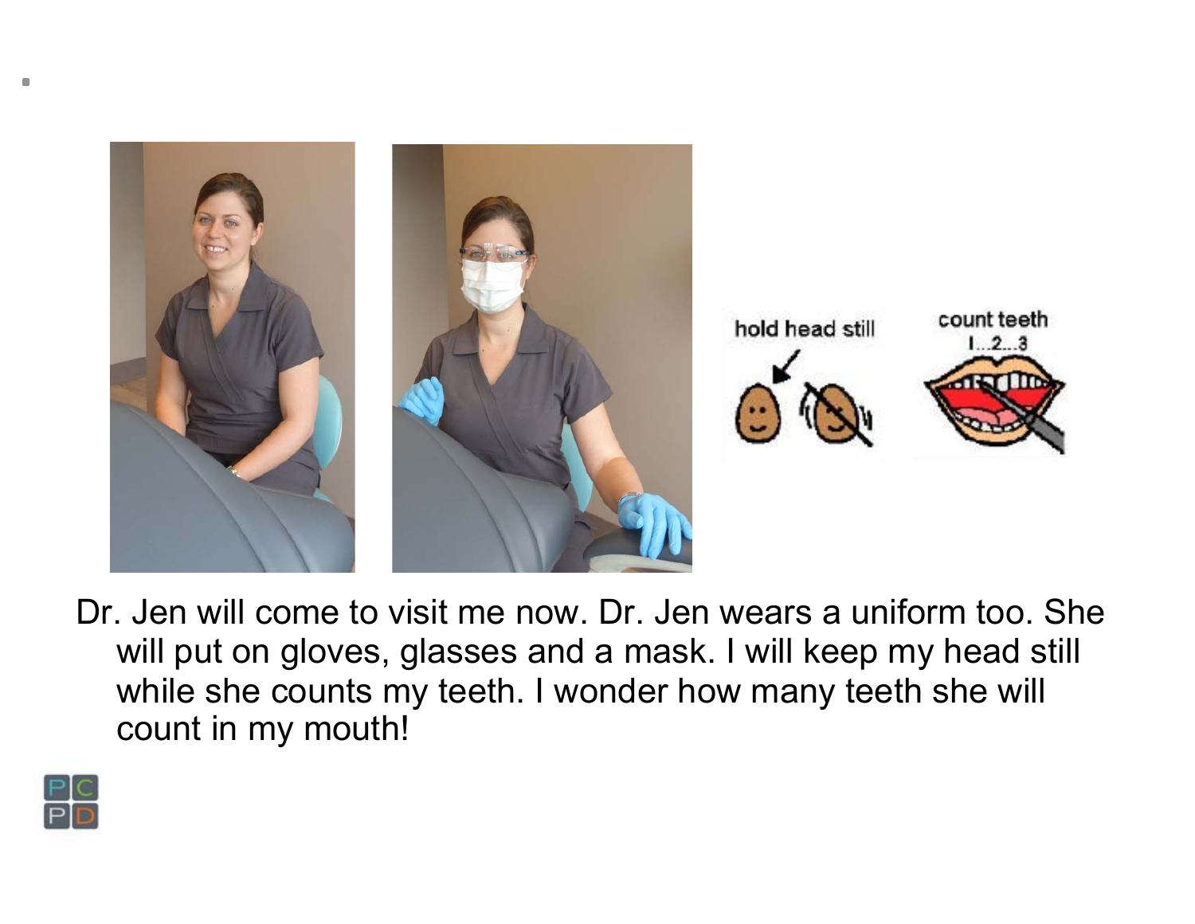hold head still

count teeth
1...2...3

Dr. Jen will come to visit me now. Dr. Jen wears a uniform too. She will put on gloves, glasses and a mask. I will keep my head still while she counts my teeth. I wonder how many teeth she will count in my mouth!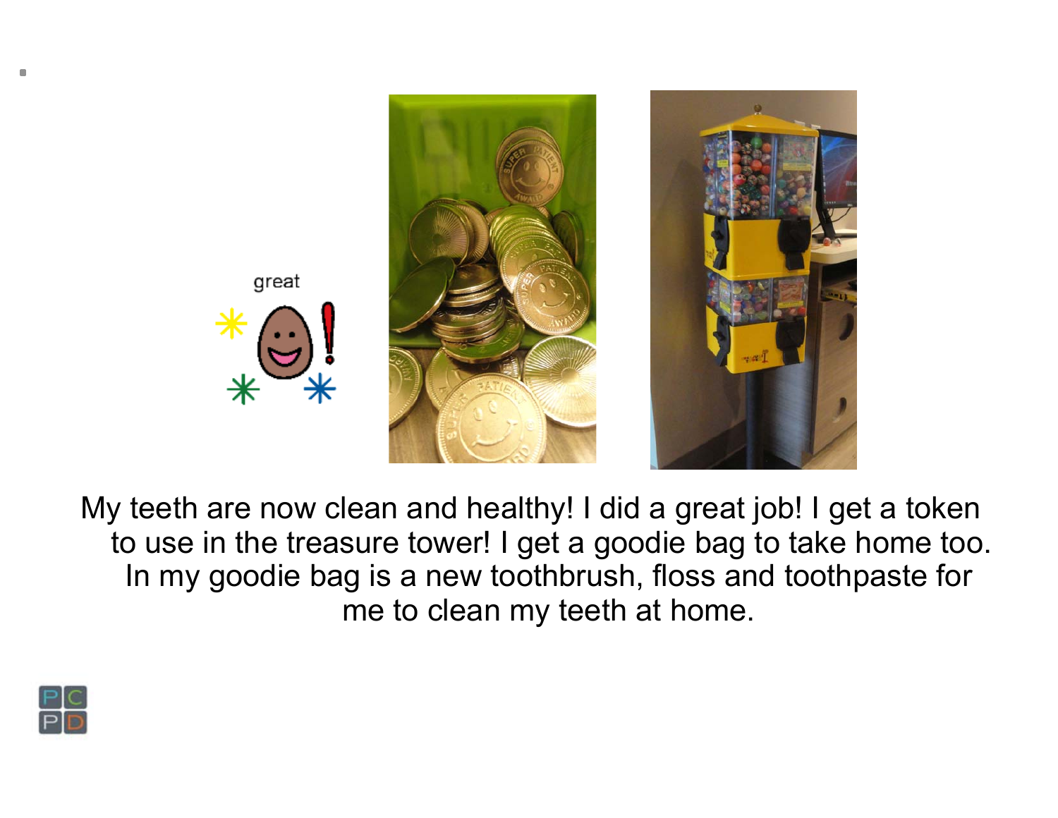great

My teeth are now clean and healthy! I did a great job! I get a token to use in the treasure tower! I get a goodie bag to take home too. In my goodie bag is a new toothbrush, floss and toothpaste for me to clean my teeth at home.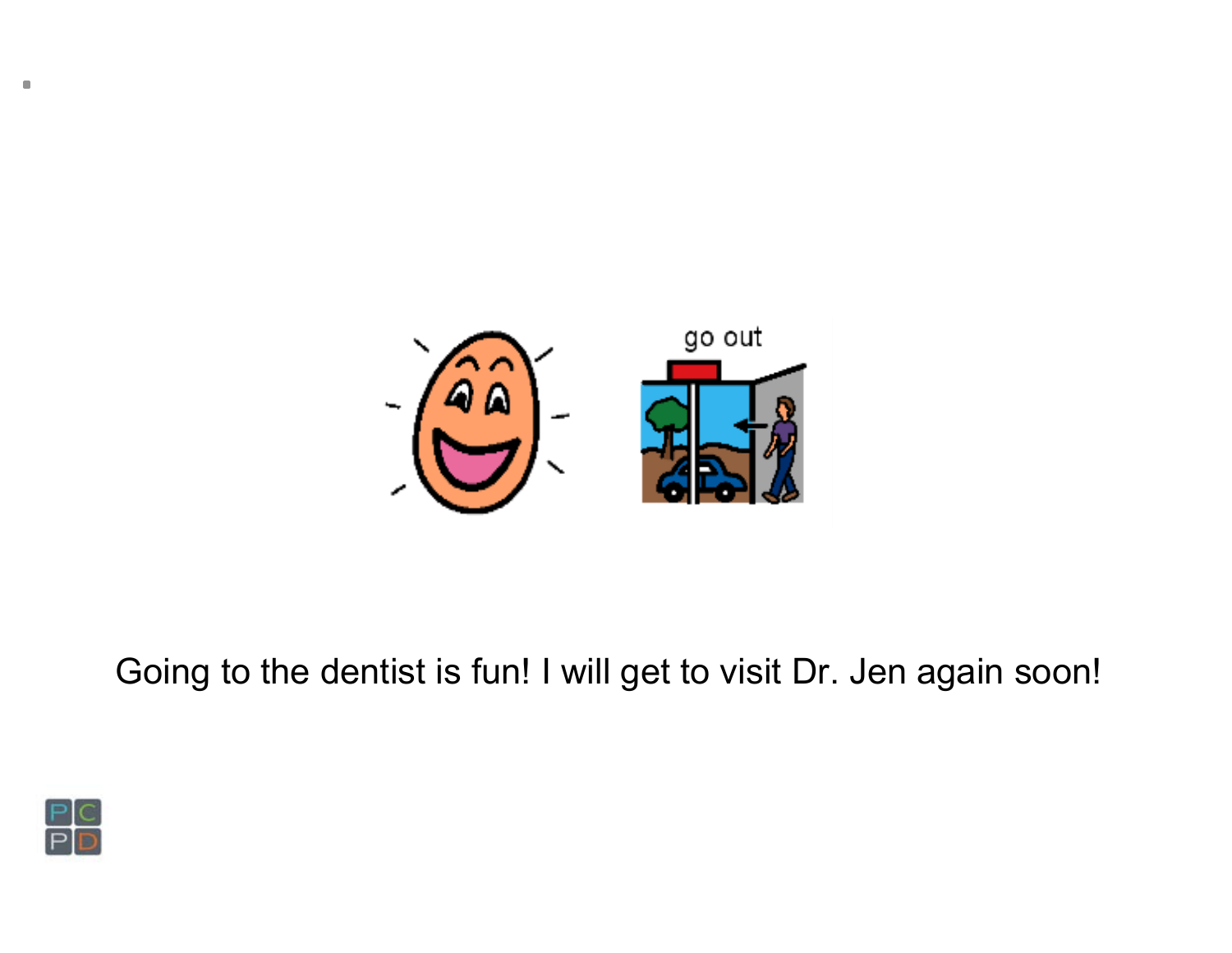Going to the dentist is fun! I will get to visit Dr. Jen again soon!